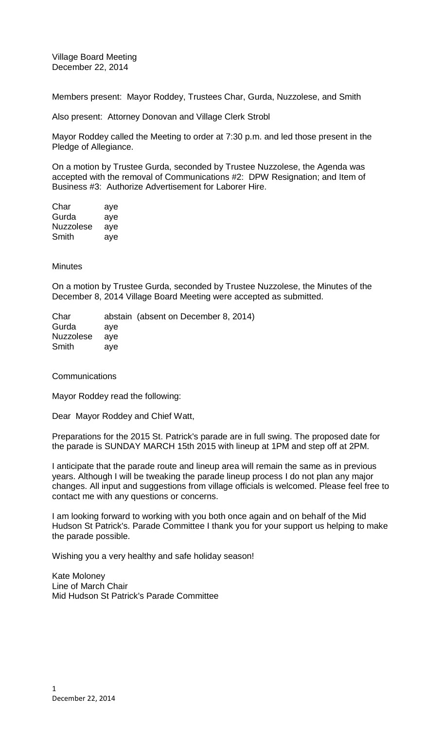Village Board Meeting
December 22, 2014

Members present: Mayor Roddey, Trustees Char, Gurda, Nuzzolese, and Smith

Also present: Attorney Donovan and Village Clerk Strobl

Mayor Roddey called the Meeting to order at 7:30 p.m. and led those present in the Pledge of Allegiance.

On a motion by Trustee Gurda, seconded by Trustee Nuzzolese, the Agenda was accepted with the removal of Communications #2: DPW Resignation; and Item of Business #3: Authorize Advertisement for Laborer Hire.

| | |
|---|---|
| Char | aye |
| Gurda | aye |
| Nuzzolese | aye |
| Smith | aye |

Minutes

On a motion by Trustee Gurda, seconded by Trustee Nuzzolese, the Minutes of the December 8, 2014 Village Board Meeting were accepted as submitted.

| | |
|---|---|
| Char | abstain (absent on December 8, 2014) |
| Gurda | aye |
| Nuzzolese | aye |
| Smith | aye |

Communications

Mayor Roddey read the following:

Dear Mayor Roddey and Chief Watt,

Preparations for the 2015 St. Patrick's parade are in full swing. The proposed date for the parade is SUNDAY MARCH 15th 2015 with lineup at 1PM and step off at 2PM.

I anticipate that the parade route and lineup area will remain the same as in previous years. Although I will be tweaking the parade lineup process I do not plan any major changes. All input and suggestions from village officials is welcomed. Please feel free to contact me with any questions or concerns.

I am looking forward to working with you both once again and on behalf of the Mid Hudson St Patrick's. Parade Committee I thank you for your support us helping to make the parade possible.

Wishing you a very healthy and safe holiday season!

Kate Moloney
Line of March Chair
Mid Hudson St Patrick's Parade Committee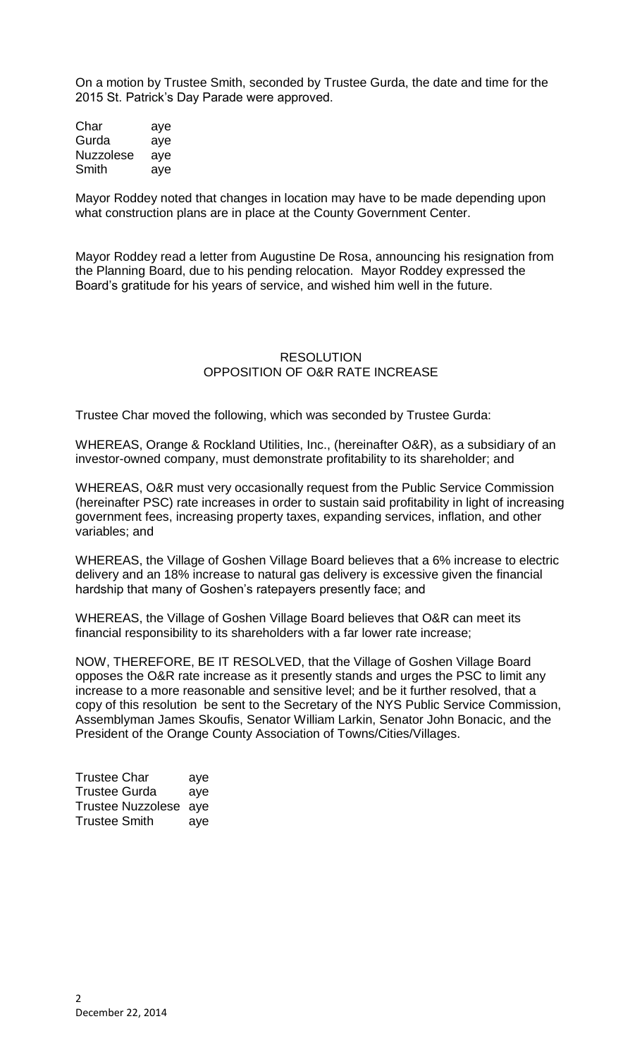On a motion by Trustee Smith, seconded by Trustee Gurda, the date and time for the 2015 St. Patrick's Day Parade were approved.

| | |
|---|---|
| Char | aye |
| Gurda | aye |
| Nuzzolese | aye |
| Smith | aye |

Mayor Roddey noted that changes in location may have to be made depending upon what construction plans are in place at the County Government Center.

Mayor Roddey read a letter from Augustine De Rosa, announcing his resignation from the Planning Board, due to his pending relocation. Mayor Roddey expressed the Board's gratitude for his years of service, and wished him well in the future.

RESOLUTION
OPPOSITION OF O&R RATE INCREASE

Trustee Char moved the following, which was seconded by Trustee Gurda:

WHEREAS, Orange & Rockland Utilities, Inc., (hereinafter O&R), as a subsidiary of an investor-owned company, must demonstrate profitability to its shareholder; and

WHEREAS, O&R must very occasionally request from the Public Service Commission (hereinafter PSC) rate increases in order to sustain said profitability in light of increasing government fees, increasing property taxes, expanding services, inflation, and other variables; and

WHEREAS, the Village of Goshen Village Board believes that a 6% increase to electric delivery and an 18% increase to natural gas delivery is excessive given the financial hardship that many of Goshen's ratepayers presently face; and

WHEREAS, the Village of Goshen Village Board believes that O&R can meet its financial responsibility to its shareholders with a far lower rate increase;

NOW, THEREFORE, BE IT RESOLVED, that the Village of Goshen Village Board opposes the O&R rate increase as it presently stands and urges the PSC to limit any increase to a more reasonable and sensitive level; and be it further resolved, that a copy of this resolution be sent to the Secretary of the NYS Public Service Commission, Assemblyman James Skoufis, Senator William Larkin, Senator John Bonacic, and the President of the Orange County Association of Towns/Cities/Villages.

| | |
|---|---|
| Trustee Char | aye |
| Trustee Gurda | aye |
| Trustee Nuzzolese | aye |
| Trustee Smith | aye |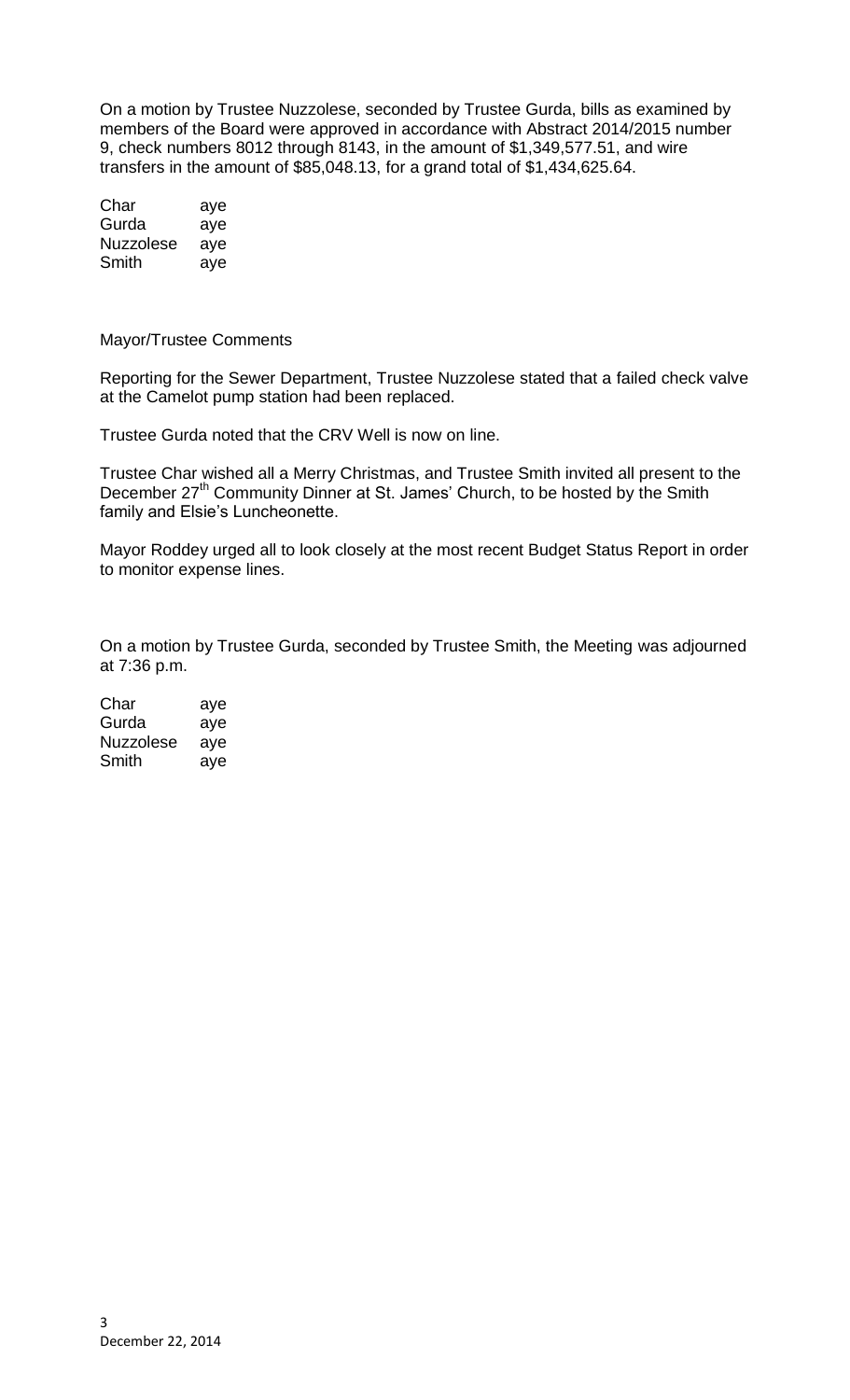On a motion by Trustee Nuzzolese, seconded by Trustee Gurda, bills as examined by members of the Board were approved in accordance with Abstract 2014/2015 number 9, check numbers 8012 through 8143, in the amount of $1,349,577.51, and wire transfers in the amount of $85,048.13, for a grand total of $1,434,625.64.

| | |
|---|---|
| Char | aye |
| Gurda | aye |
| Nuzzolese | aye |
| Smith | aye |

Mayor/Trustee Comments

Reporting for the Sewer Department, Trustee Nuzzolese stated that a failed check valve at the Camelot pump station had been replaced.

Trustee Gurda noted that the CRV Well is now on line.

Trustee Char wished all a Merry Christmas, and Trustee Smith invited all present to the December 27th Community Dinner at St. James' Church, to be hosted by the Smith family and Elsie's Luncheonette.

Mayor Roddey urged all to look closely at the most recent Budget Status Report in order to monitor expense lines.

On a motion by Trustee Gurda, seconded by Trustee Smith, the Meeting was adjourned at 7:36 p.m.

| | |
|---|---|
| Char | aye |
| Gurda | aye |
| Nuzzolese | aye |
| Smith | aye |